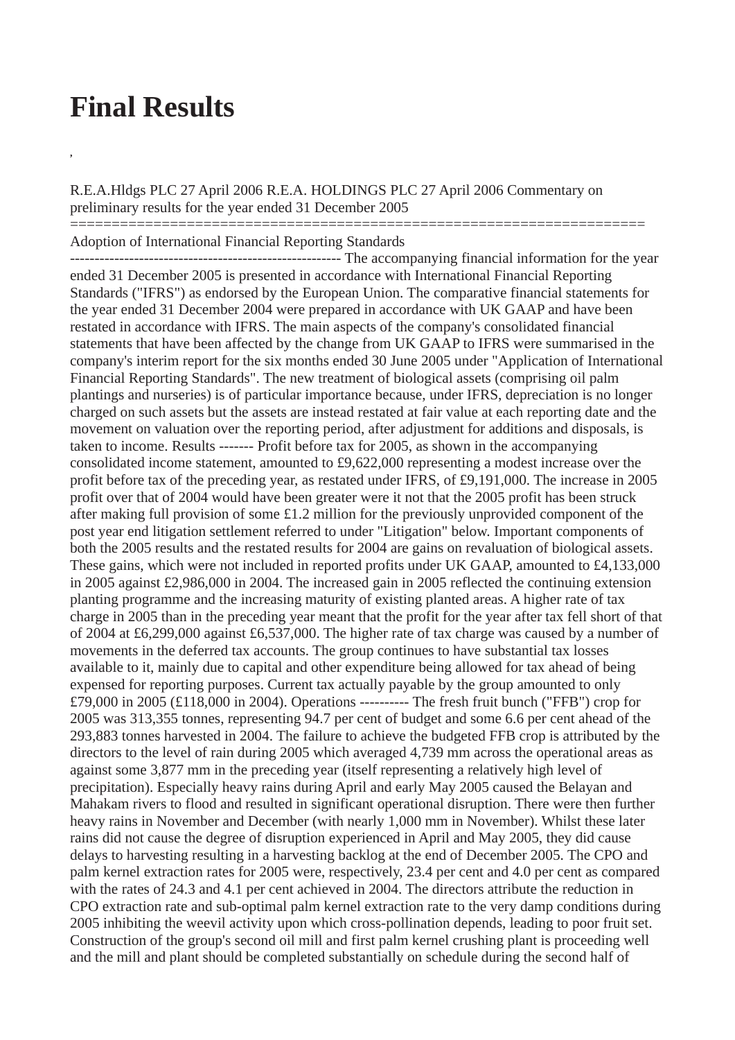# Final Results

,

R.E.A.Hldgs PLC 27 April 2006 R.E.A. HOLDINGS PLC 27 April 2006 Commentary on preliminary results for the year ended 31 December 2005
======================================================================

Adoption of International Financial Reporting Standards
------------------------------------------------------- The accompanying financial information for the year ended 31 December 2005 is presented in accordance with International Financial Reporting Standards ("IFRS") as endorsed by the European Union. The comparative financial statements for the year ended 31 December 2004 were prepared in accordance with UK GAAP and have been restated in accordance with IFRS. The main aspects of the company's consolidated financial statements that have been affected by the change from UK GAAP to IFRS were summarised in the company's interim report for the six months ended 30 June 2005 under "Application of International Financial Reporting Standards". The new treatment of biological assets (comprising oil palm plantings and nurseries) is of particular importance because, under IFRS, depreciation is no longer charged on such assets but the assets are instead restated at fair value at each reporting date and the movement on valuation over the reporting period, after adjustment for additions and disposals, is taken to income. Results ------- Profit before tax for 2005, as shown in the accompanying consolidated income statement, amounted to £9,622,000 representing a modest increase over the profit before tax of the preceding year, as restated under IFRS, of £9,191,000. The increase in 2005 profit over that of 2004 would have been greater were it not that the 2005 profit has been struck after making full provision of some £1.2 million for the previously unprovided component of the post year end litigation settlement referred to under "Litigation" below. Important components of both the 2005 results and the restated results for 2004 are gains on revaluation of biological assets. These gains, which were not included in reported profits under UK GAAP, amounted to £4,133,000 in 2005 against £2,986,000 in 2004. The increased gain in 2005 reflected the continuing extension planting programme and the increasing maturity of existing planted areas. A higher rate of tax charge in 2005 than in the preceding year meant that the profit for the year after tax fell short of that of 2004 at £6,299,000 against £6,537,000. The higher rate of tax charge was caused by a number of movements in the deferred tax accounts. The group continues to have substantial tax losses available to it, mainly due to capital and other expenditure being allowed for tax ahead of being expensed for reporting purposes. Current tax actually payable by the group amounted to only £79,000 in 2005 (£118,000 in 2004). Operations ---------- The fresh fruit bunch ("FFB") crop for 2005 was 313,355 tonnes, representing 94.7 per cent of budget and some 6.6 per cent ahead of the 293,883 tonnes harvested in 2004. The failure to achieve the budgeted FFB crop is attributed by the directors to the level of rain during 2005 which averaged 4,739 mm across the operational areas as against some 3,877 mm in the preceding year (itself representing a relatively high level of precipitation). Especially heavy rains during April and early May 2005 caused the Belayan and Mahakam rivers to flood and resulted in significant operational disruption. There were then further heavy rains in November and December (with nearly 1,000 mm in November). Whilst these later rains did not cause the degree of disruption experienced in April and May 2005, they did cause delays to harvesting resulting in a harvesting backlog at the end of December 2005. The CPO and palm kernel extraction rates for 2005 were, respectively, 23.4 per cent and 4.0 per cent as compared with the rates of 24.3 and 4.1 per cent achieved in 2004. The directors attribute the reduction in CPO extraction rate and sub-optimal palm kernel extraction rate to the very damp conditions during 2005 inhibiting the weevil activity upon which cross-pollination depends, leading to poor fruit set. Construction of the group's second oil mill and first palm kernel crushing plant is proceeding well and the mill and plant should be completed substantially on schedule during the second half of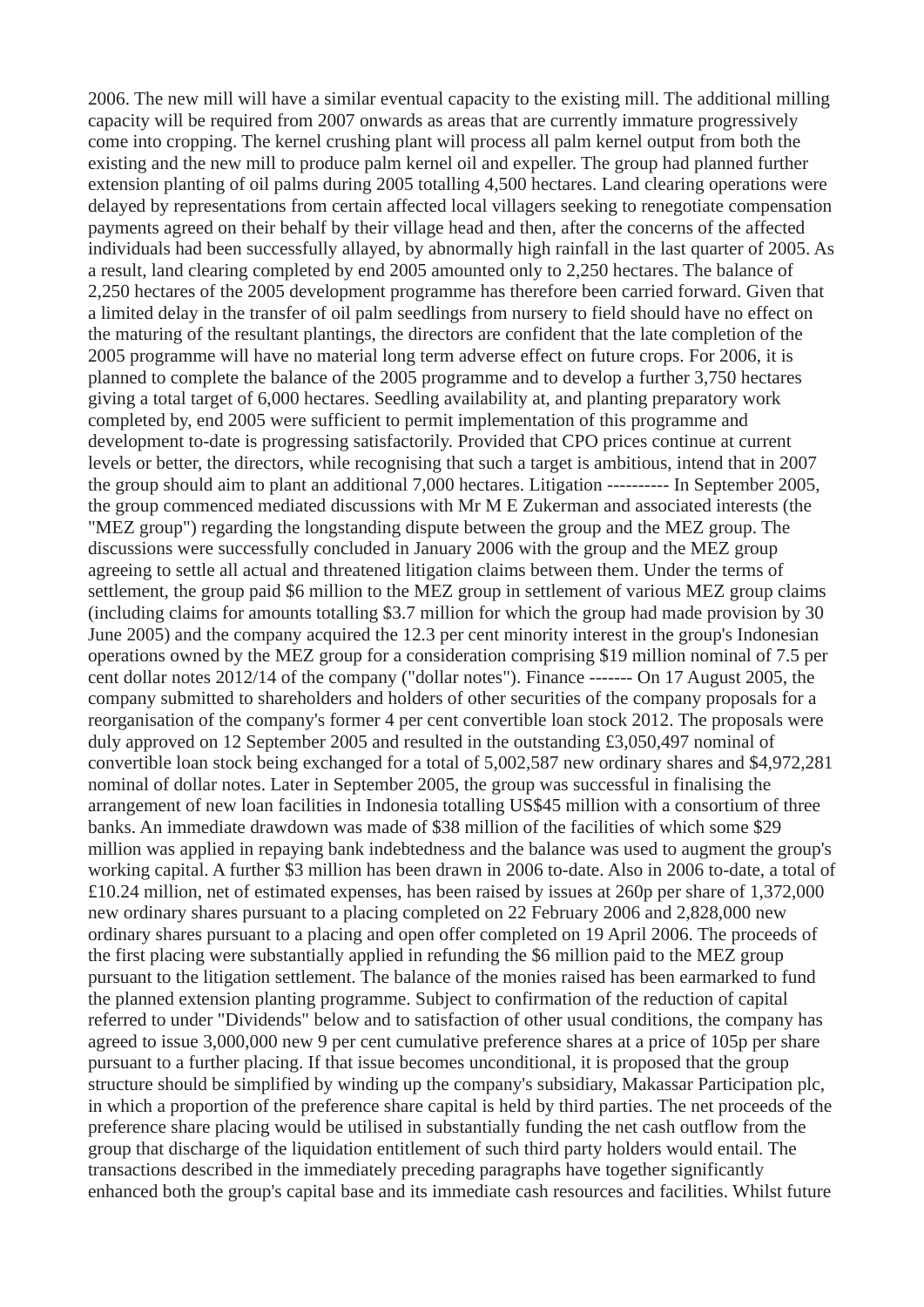2006. The new mill will have a similar eventual capacity to the existing mill. The additional milling capacity will be required from 2007 onwards as areas that are currently immature progressively come into cropping. The kernel crushing plant will process all palm kernel output from both the existing and the new mill to produce palm kernel oil and expeller. The group had planned further extension planting of oil palms during 2005 totalling 4,500 hectares. Land clearing operations were delayed by representations from certain affected local villagers seeking to renegotiate compensation payments agreed on their behalf by their village head and then, after the concerns of the affected individuals had been successfully allayed, by abnormally high rainfall in the last quarter of 2005. As a result, land clearing completed by end 2005 amounted only to 2,250 hectares. The balance of 2,250 hectares of the 2005 development programme has therefore been carried forward. Given that a limited delay in the transfer of oil palm seedlings from nursery to field should have no effect on the maturing of the resultant plantings, the directors are confident that the late completion of the 2005 programme will have no material long term adverse effect on future crops. For 2006, it is planned to complete the balance of the 2005 programme and to develop a further 3,750 hectares giving a total target of 6,000 hectares. Seedling availability at, and planting preparatory work completed by, end 2005 were sufficient to permit implementation of this programme and development to-date is progressing satisfactorily. Provided that CPO prices continue at current levels or better, the directors, while recognising that such a target is ambitious, intend that in 2007 the group should aim to plant an additional 7,000 hectares. Litigation ---------- In September 2005, the group commenced mediated discussions with Mr M E Zukerman and associated interests (the "MEZ group") regarding the longstanding dispute between the group and the MEZ group. The discussions were successfully concluded in January 2006 with the group and the MEZ group agreeing to settle all actual and threatened litigation claims between them. Under the terms of settlement, the group paid $6 million to the MEZ group in settlement of various MEZ group claims (including claims for amounts totalling $3.7 million for which the group had made provision by 30 June 2005) and the company acquired the 12.3 per cent minority interest in the group's Indonesian operations owned by the MEZ group for a consideration comprising $19 million nominal of 7.5 per cent dollar notes 2012/14 of the company ("dollar notes"). Finance ------- On 17 August 2005, the company submitted to shareholders and holders of other securities of the company proposals for a reorganisation of the company's former 4 per cent convertible loan stock 2012. The proposals were duly approved on 12 September 2005 and resulted in the outstanding £3,050,497 nominal of convertible loan stock being exchanged for a total of 5,002,587 new ordinary shares and $4,972,281 nominal of dollar notes. Later in September 2005, the group was successful in finalising the arrangement of new loan facilities in Indonesia totalling US$45 million with a consortium of three banks. An immediate drawdown was made of $38 million of the facilities of which some $29 million was applied in repaying bank indebtedness and the balance was used to augment the group's working capital. A further $3 million has been drawn in 2006 to-date. Also in 2006 to-date, a total of £10.24 million, net of estimated expenses, has been raised by issues at 260p per share of 1,372,000 new ordinary shares pursuant to a placing completed on 22 February 2006 and 2,828,000 new ordinary shares pursuant to a placing and open offer completed on 19 April 2006. The proceeds of the first placing were substantially applied in refunding the $6 million paid to the MEZ group pursuant to the litigation settlement. The balance of the monies raised has been earmarked to fund the planned extension planting programme. Subject to confirmation of the reduction of capital referred to under "Dividends" below and to satisfaction of other usual conditions, the company has agreed to issue 3,000,000 new 9 per cent cumulative preference shares at a price of 105p per share pursuant to a further placing. If that issue becomes unconditional, it is proposed that the group structure should be simplified by winding up the company's subsidiary, Makassar Participation plc, in which a proportion of the preference share capital is held by third parties. The net proceeds of the preference share placing would be utilised in substantially funding the net cash outflow from the group that discharge of the liquidation entitlement of such third party holders would entail. The transactions described in the immediately preceding paragraphs have together significantly enhanced both the group's capital base and its immediate cash resources and facilities. Whilst future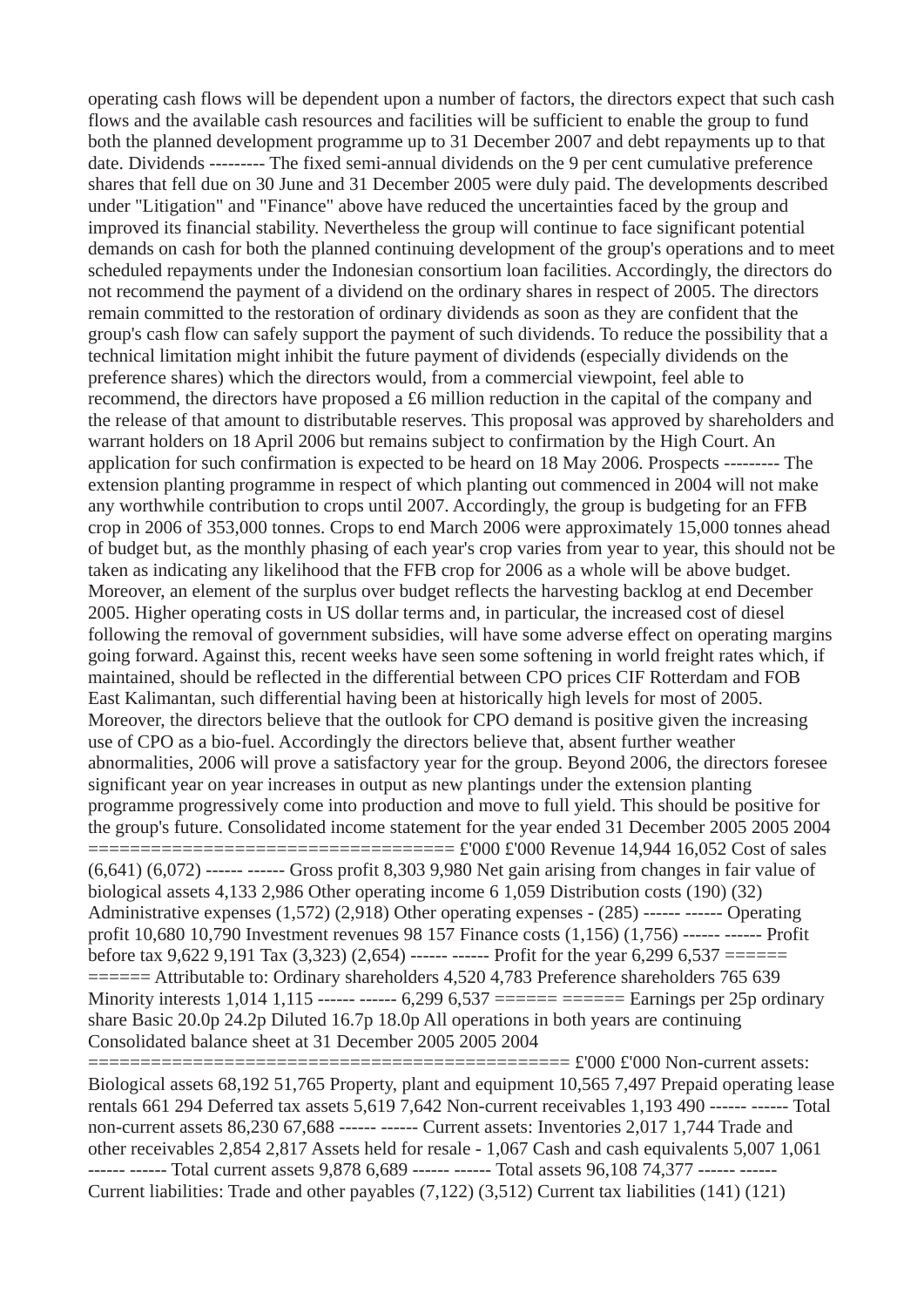operating cash flows will be dependent upon a number of factors, the directors expect that such cash flows and the available cash resources and facilities will be sufficient to enable the group to fund both the planned development programme up to 31 December 2007 and debt repayments up to that date.

## Dividends

The fixed semi-annual dividends on the 9 per cent cumulative preference shares that fell due on 30 June and 31 December 2005 were duly paid. The developments described under "Litigation" and "Finance" above have reduced the uncertainties faced by the group and improved its financial stability. Nevertheless the group will continue to face significant potential demands on cash for both the planned continuing development of the group's operations and to meet scheduled repayments under the Indonesian consortium loan facilities. Accordingly, the directors do not recommend the payment of a dividend on the ordinary shares in respect of 2005. The directors remain committed to the restoration of ordinary dividends as soon as they are confident that the group's cash flow can safely support the payment of such dividends. To reduce the possibility that a technical limitation might inhibit the future payment of dividends (especially dividends on the preference shares) which the directors would, from a commercial viewpoint, feel able to recommend, the directors have proposed a £6 million reduction in the capital of the company and the release of that amount to distributable reserves. This proposal was approved by shareholders and warrant holders on 18 April 2006 but remains subject to confirmation by the High Court. An application for such confirmation is expected to be heard on 18 May 2006.

## Prospects

The extension planting programme in respect of which planting out commenced in 2004 will not make any worthwhile contribution to crops until 2007. Accordingly, the group is budgeting for an FFB crop in 2006 of 353,000 tonnes. Crops to end March 2006 were approximately 15,000 tonnes ahead of budget but, as the monthly phasing of each year's crop varies from year to year, this should not be taken as indicating any likelihood that the FFB crop for 2006 as a whole will be above budget. Moreover, an element of the surplus over budget reflects the harvesting backlog at end December 2005. Higher operating costs in US dollar terms and, in particular, the increased cost of diesel following the removal of government subsidies, will have some adverse effect on operating margins going forward. Against this, recent weeks have seen some softening in world freight rates which, if maintained, should be reflected in the differential between CPO prices CIF Rotterdam and FOB East Kalimantan, such differential having been at historically high levels for most of 2005. Moreover, the directors believe that the outlook for CPO demand is positive given the increasing use of CPO as a bio-fuel. Accordingly the directors believe that, absent further weather abnormalities, 2006 will prove a satisfactory year for the group. Beyond 2006, the directors foresee significant year on year increases in output as new plantings under the extension planting programme progressively come into production and move to full yield. This should be positive for the group's future.

## Consolidated income statement for the year ended 31 December 2005

| | 2005 £'000 | 2004 £'000 |
|---|---|---|
| Revenue | 14,944 | 16,052 |
| Cost of sales | (6,641) | (6,072) |
| Gross profit | 8,303 | 9,980 |
| Net gain arising from changes in fair value of biological assets | 4,133 | 2,986 |
| Other operating income | 6 | 1,059 |
| Distribution costs | (190) | (32) |
| Administrative expenses | (1,572) | (2,918) |
| Other operating expenses | - | (285) |
| Operating profit | 10,680 | 10,790 |
| Investment revenues | 98 | 157 |
| Finance costs | (1,156) | (1,756) |
| Profit before tax | 9,622 | 9,191 |
| Tax | (3,323) | (2,654) |
| Profit for the year | 6,299 | 6,537 |
| Attributable to: | | |
| Ordinary shareholders | 4,520 | 4,783 |
| Preference shareholders | 765 | 639 |
| Minority interests | 1,014 | 1,115 |
| | 6,299 | 6,537 |
| Earnings per 25p ordinary share | | |
| Basic | 20.0p | 24.2p |
| Diluted | 16.7p | 18.0p |

All operations in both years are continuing

## Consolidated balance sheet at 31 December 2005

| | 2005 £'000 | 2004 £'000 |
|---|---|---|
| Non-current assets: | | |
| Biological assets | 68,192 | 51,765 |
| Property, plant and equipment | 10,565 | 7,497 |
| Prepaid operating lease rentals | 661 | 294 |
| Deferred tax assets | 5,619 | 7,642 |
| Non-current receivables | 1,193 | 490 |
| Total non-current assets | 86,230 | 67,688 |
| Current assets: | | |
| Inventories | 2,017 | 1,744 |
| Trade and other receivables | 2,854 | 2,817 |
| Assets held for resale | - | 1,067 |
| Cash and cash equivalents | 5,007 | 1,061 |
| Total current assets | 9,878 | 6,689 |
| Total assets | 96,108 | 74,377 |
| Current liabilities: | | |
| Trade and other payables | (7,122) | (3,512) |
| Current tax liabilities | (141) | (121) |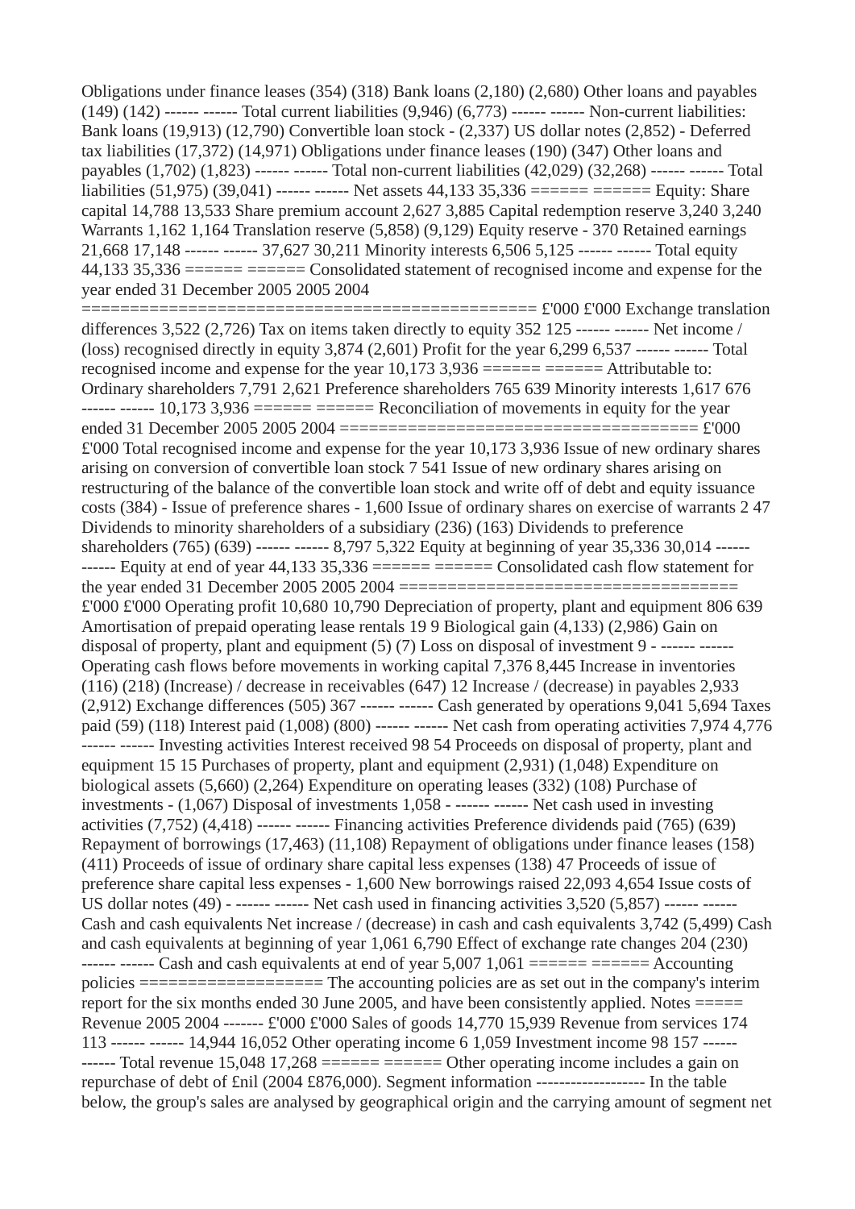| | | |
|---|---|---|
| Obligations under finance leases | (354) | (318) |
| Bank loans | (2,180) | (2,680) |
| Other loans and payables | (149) | (142) |
| Total current liabilities | (9,946) | (6,773) |
| Non-current liabilities: | | |
| Bank loans | (19,913) | (12,790) |
| Convertible loan stock | - | (2,337) |
| US dollar notes | (2,852) | - |
| Deferred tax liabilities | (17,372) | (14,971) |
| Obligations under finance leases | (190) | (347) |
| Other loans and payables | (1,702) | (1,823) |
| Total non-current liabilities | (42,029) | (32,268) |
| Total liabilities | (51,975) | (39,041) |
| Net assets | 44,133 | 35,336 |
| Equity: | | |
| Share capital | 14,788 | 13,533 |
| Share premium account | 2,627 | 3,885 |
| Capital redemption reserve | 3,240 | 3,240 |
| Warrants | 1,162 | 1,164 |
| Translation reserve | (5,858) | (9,129) |
| Equity reserve | - | 370 |
| Retained earnings | 21,668 | 17,148 |
| | 37,627 | 30,211 |
| Minority interests | 6,506 | 5,125 |
| Total equity | 44,133 | 35,336 |

## Consolidated statement of recognised income and expense for the year ended 31 December 2005

| | 2005 £'000 | 2004 £'000 |
|---|---|---|
| Exchange translation differences | 3,522 | (2,726) |
| Tax on items taken directly to equity | 352 | 125 |
| Net income / (loss) recognised directly in equity | 3,874 | (2,601) |
| Profit for the year | 6,299 | 6,537 |
| Total recognised income and expense for the year | 10,173 | 3,936 |
| Attributable to: | | |
| Ordinary shareholders | 7,791 | 2,621 |
| Preference shareholders | 765 | 639 |
| Minority interests | 1,617 | 676 |
| | 10,173 | 3,936 |

## Reconciliation of movements in equity for the year ended 31 December 2005

| | 2005 £'000 | 2004 £'000 |
|---|---|---|
| Total recognised income and expense for the year | 10,173 | 3,936 |
| Issue of new ordinary shares arising on conversion of convertible loan stock | 7 | 541 |
| Issue of new ordinary shares arising on restructuring of the balance of the convertible loan stock and write off of debt and equity issuance costs | (384) | - |
| Issue of preference shares | - | 1,600 |
| Issue of ordinary shares on exercise of warrants | 2 | 47 |
| Dividends to minority shareholders of a subsidiary | (236) | (163) |
| Dividends to preference shareholders | (765) | (639) |
| | 8,797 | 5,322 |
| Equity at beginning of year | 35,336 | 30,014 |
| Equity at end of year | 44,133 | 35,336 |

## Consolidated cash flow statement for the year ended 31 December 2005

| | 2005 £'000 | 2004 £'000 |
|---|---|---|
| Operating profit | 10,680 | 10,790 |
| Depreciation of property, plant and equipment | 806 | 639 |
| Amortisation of prepaid operating lease rentals | 19 | 9 |
| Biological gain | (4,133) | (2,986) |
| Gain on disposal of property, plant and equipment | (5) | (7) |
| Loss on disposal of investment | 9 | - |
| Operating cash flows before movements in working capital | 7,376 | 8,445 |
| Increase in inventories | (116) | (218) |
| (Increase) / decrease in receivables | (647) | 12 |
| Increase / (decrease) in payables | 2,933 | (2,912) |
| Exchange differences | (505) | 367 |
| Cash generated by operations | 9,041 | 5,694 |
| Taxes paid | (59) | (118) |
| Interest paid | (1,008) | (800) |
| Net cash from operating activities | 7,974 | 4,776 |
| Investing activities | | |
| Interest received | 98 | 54 |
| Proceeds on disposal of property, plant and equipment | 15 | 15 |
| Purchases of property, plant and equipment | (2,931) | (1,048) |
| Expenditure on biological assets | (5,660) | (2,264) |
| Expenditure on operating leases | (332) | (108) |
| Purchase of investments | - | (1,067) |
| Disposal of investments | 1,058 | - |
| Net cash used in investing activities | (7,752) | (4,418) |
| Financing activities | | |
| Preference dividends paid | (765) | (639) |
| Repayment of borrowings | (17,463) | (11,108) |
| Repayment of obligations under finance leases | (158) | (411) |
| Proceeds of issue of ordinary share capital less expenses | (138) | 47 |
| Proceeds of issue of preference share capital less expenses | - | 1,600 |
| New borrowings raised | 22,093 | 4,654 |
| Issue costs of US dollar notes | (49) | - |
| Net cash used in financing activities | 3,520 | (5,857) |
| Cash and cash equivalents | | |
| Net increase / (decrease) in cash and cash equivalents | 3,742 | (5,499) |
| Cash and cash equivalents at beginning of year | 1,061 | 6,790 |
| Effect of exchange rate changes | 204 | (230) |
| Cash and cash equivalents at end of year | 5,007 | 1,061 |

## Accounting policies

The accounting policies are as set out in the company's interim report for the six months ended 30 June 2005, and have been consistently applied.

## Notes

### Revenue

| | 2005 £'000 | 2004 £'000 |
|---|---|---|
| Sales of goods | 14,770 | 15,939 |
| Revenue from services | 174 | 113 |
| | 14,944 | 16,052 |
| Other operating income | 6 | 1,059 |
| Investment income | 98 | 157 |
| Total revenue | 15,048 | 17,268 |

Other operating income includes a gain on repurchase of debt of £nil (2004 £876,000).

### Segment information

In the table below, the group's sales are analysed by geographical origin and the carrying amount of segment net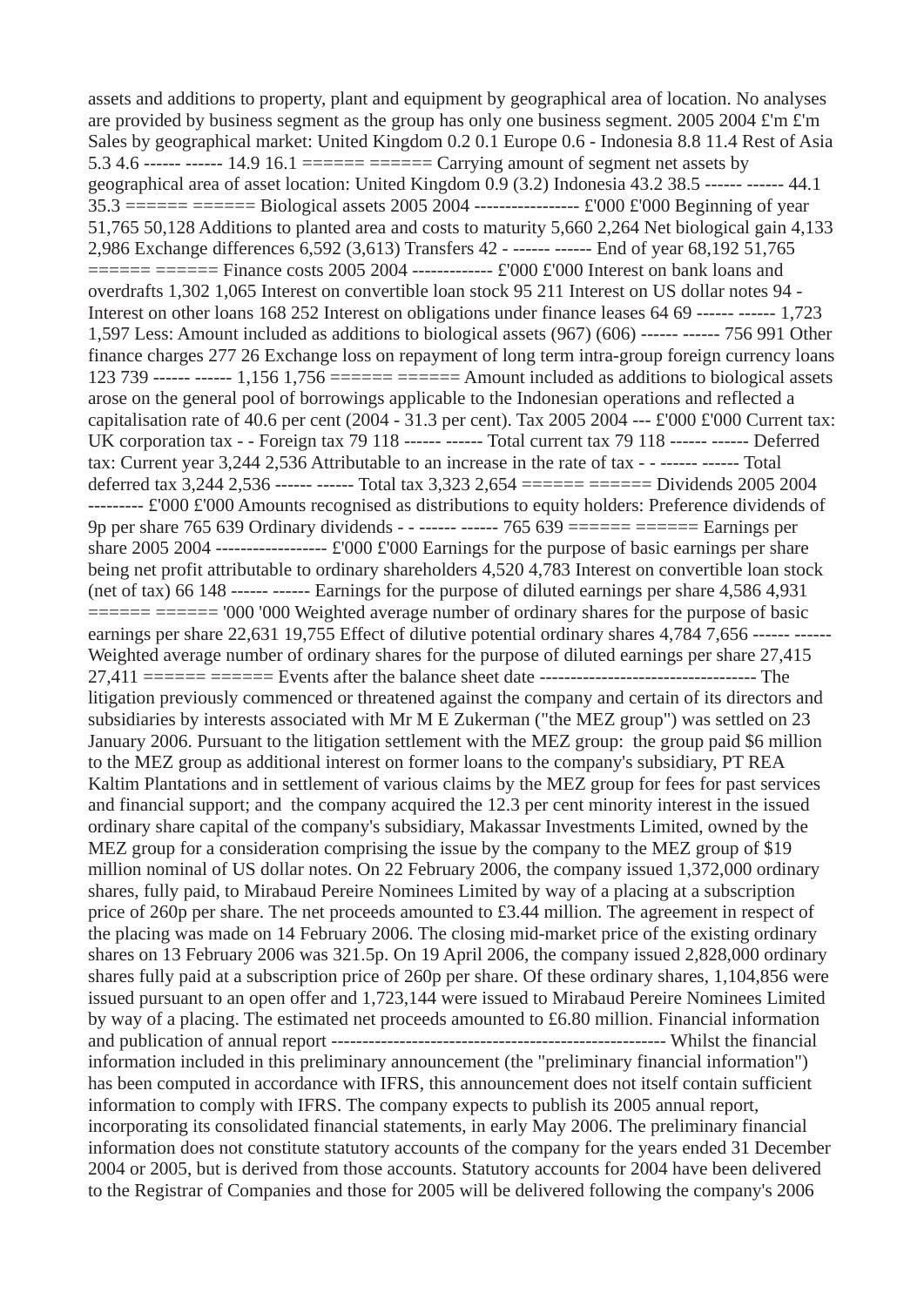assets and additions to property, plant and equipment by geographical area of location. No analyses are provided by business segment as the group has only one business segment.

| | 2005 | 2004 |
|---|---|---|
| | £'m | £'m |
| **Sales by geographical market:** | | |
| United Kingdom | 0.2 | 0.1 |
| Europe | 0.6 | - |
| Indonesia | 8.8 | 11.4 |
| Rest of Asia | 5.3 | 4.6 |
| | 14.9 | 16.1 |
| **Carrying amount of segment net assets by geographical area of asset location:** | | |
| United Kingdom | 0.9 | (3.2) |
| Indonesia | 43.2 | 38.5 |
| | 44.1 | 35.3 |

## Biological assets

| | 2005 | 2004 |
|---|---|---|
| | £'000 | £'000 |
| Beginning of year | 51,765 | 50,128 |
| Additions to planted area and costs to maturity | 5,660 | 2,264 |
| Net biological gain | 4,133 | 2,986 |
| Exchange differences | 6,592 | (3,613) |
| Transfers | 42 | - |
| End of year | 68,192 | 51,765 |

## Finance costs

| | 2005 | 2004 |
|---|---|---|
| | £'000 | £'000 |
| Interest on bank loans and overdrafts | 1,302 | 1,065 |
| Interest on convertible loan stock | 95 | 211 |
| Interest on US dollar notes | 94 | - |
| Interest on other loans | 168 | 252 |
| Interest on obligations under finance leases | 64 | 69 |
| | 1,723 | 1,597 |
| Less: Amount included as additions to biological assets | (967) | (606) |
| | 756 | 991 |
| Other finance charges | 277 | 26 |
| Exchange loss on repayment of long term intra-group foreign currency loans | 123 | 739 |
| | 1,156 | 1,756 |

Amount included as additions to biological assets arose on the general pool of borrowings applicable to the Indonesian operations and reflected a capitalisation rate of 40.6 per cent (2004 - 31.3 per cent).

## Tax

| | 2005 | 2004 |
|---|---|---|
| | £'000 | £'000 |
| **Current tax:** | | |
| UK corporation tax | - | - |
| Foreign tax | 79 | 118 |
| Total current tax | 79 | 118 |
| **Deferred tax:** | | |
| Current year | 3,244 | 2,536 |
| Attributable to an increase in the rate of tax | - | - |
| Total deferred tax | 3,244 | 2,536 |
| Total tax | 3,323 | 2,654 |

## Dividends

| | 2005 | 2004 |
|---|---|---|
| | £'000 | £'000 |
| **Amounts recognised as distributions to equity holders:** | | |
| Preference dividends of 9p per share | 765 | 639 |
| Ordinary dividends | - | - |
| | 765 | 639 |

## Earnings per share

| | 2005 | 2004 |
|---|---|---|
| | £'000 | £'000 |
| Earnings for the purpose of basic earnings per share being net profit attributable to ordinary shareholders | 4,520 | 4,783 |
| Interest on convertible loan stock (net of tax) | 66 | 148 |
| Earnings for the purpose of diluted earnings per share | 4,586 | 4,931 |
| | '000 | '000 |
| Weighted average number of ordinary shares for the purpose of basic earnings per share | 22,631 | 19,755 |
| Effect of dilutive potential ordinary shares | 4,784 | 7,656 |
| Weighted average number of ordinary shares for the purpose of diluted earnings per share | 27,415 | 27,411 |

## Events after the balance sheet date

The litigation previously commenced or threatened against the company and certain of its directors and subsidiaries by interests associated with Mr M E Zukerman ("the MEZ group") was settled on 23 January 2006. Pursuant to the litigation settlement with the MEZ group:

- the group paid $6 million to the MEZ group as additional interest on former loans to the company's subsidiary, PT REA Kaltim Plantations and in settlement of various claims by the MEZ group for fees for past services and financial support; and
- the company acquired the 12.3 per cent minority interest in the issued ordinary share capital of the company's subsidiary, Makassar Investments Limited, owned by the MEZ group for a consideration comprising the issue by the company to the MEZ group of $19 million nominal of US dollar notes.

On 22 February 2006, the company issued 1,372,000 ordinary shares, fully paid, to Mirabaud Pereire Nominees Limited by way of a placing at a subscription price of 260p per share. The net proceeds amounted to £3.44 million. The agreement in respect of the placing was made on 14 February 2006. The closing mid-market price of the existing ordinary shares on 13 February 2006 was 321.5p. On 19 April 2006, the company issued 2,828,000 ordinary shares fully paid at a subscription price of 260p per share. Of these ordinary shares, 1,104,856 were issued pursuant to an open offer and 1,723,144 were issued to Mirabaud Pereire Nominees Limited by way of a placing. The estimated net proceeds amounted to £6.80 million.

## Financial information and publication of annual report

Whilst the financial information included in this preliminary announcement (the "preliminary financial information") has been computed in accordance with IFRS, this announcement does not itself contain sufficient information to comply with IFRS. The company expects to publish its 2005 annual report, incorporating its consolidated financial statements, in early May 2006. The preliminary financial information does not constitute statutory accounts of the company for the years ended 31 December 2004 or 2005, but is derived from those accounts. Statutory accounts for 2004 have been delivered to the Registrar of Companies and those for 2005 will be delivered following the company's 2006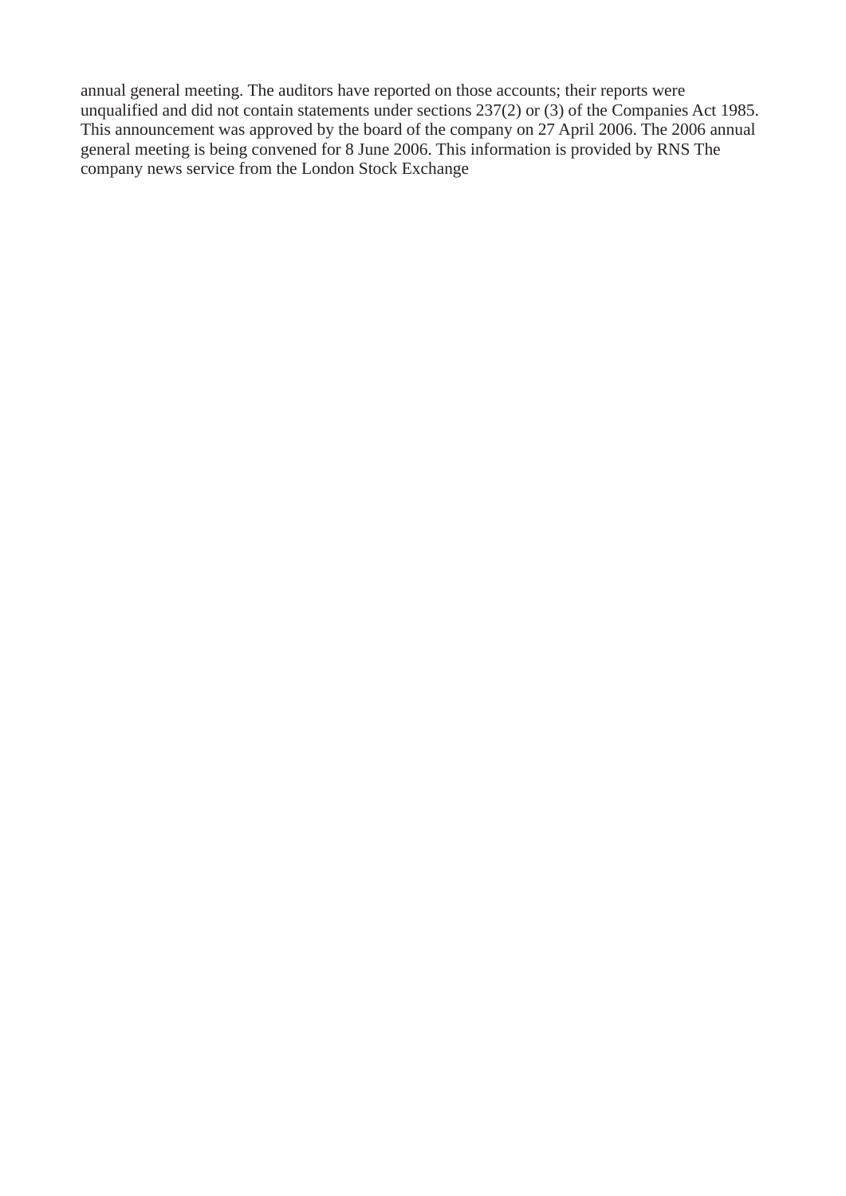annual general meeting. The auditors have reported on those accounts; their reports were unqualified and did not contain statements under sections 237(2) or (3) of the Companies Act 1985. This announcement was approved by the board of the company on 27 April 2006. The 2006 annual general meeting is being convened for 8 June 2006. This information is provided by RNS The company news service from the London Stock Exchange